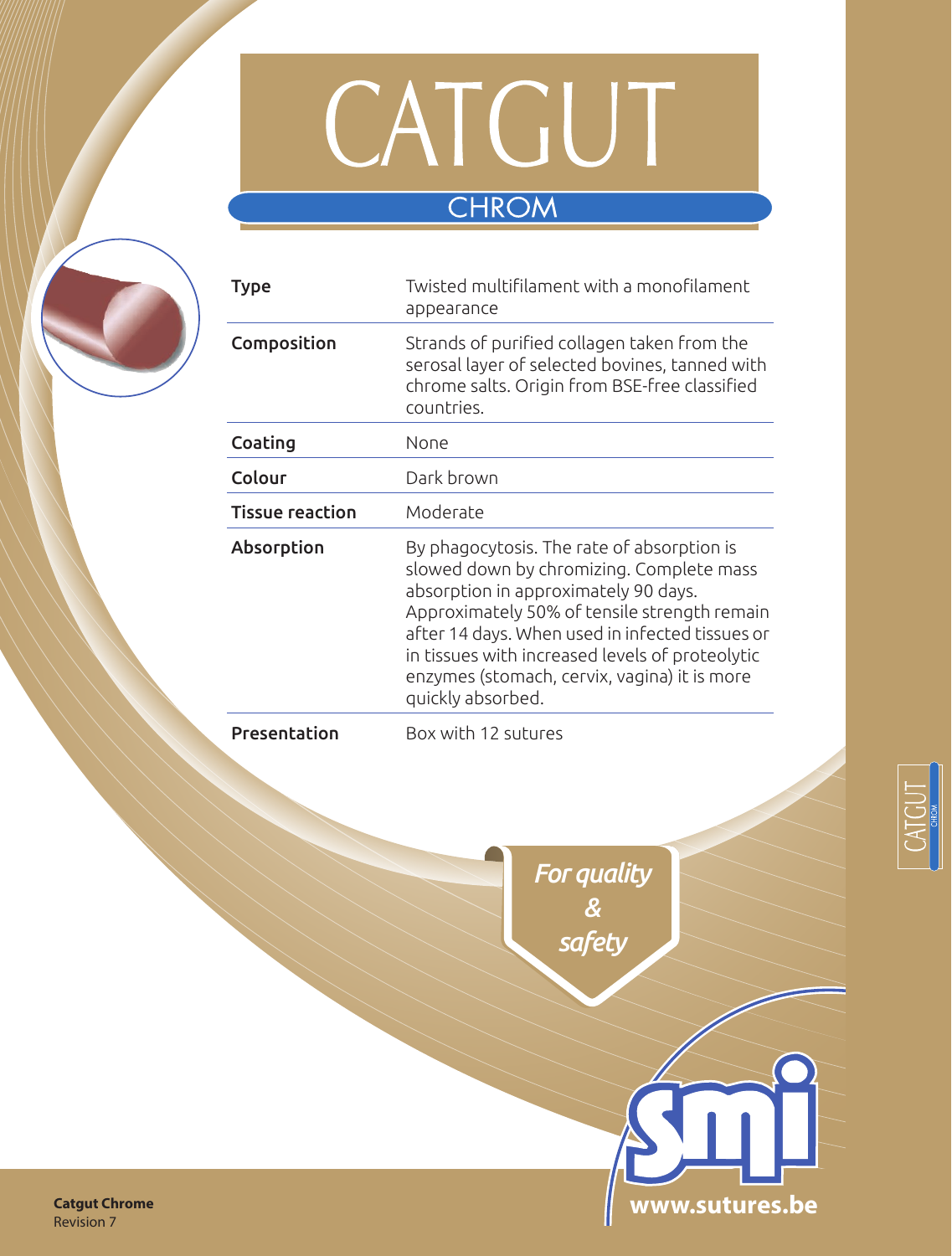# CATGUT

## CHROM

| Type | Twisted multifilament with a monofilament appearance |
|---|---|
| Composition | Strands of purified collagen taken from the serosal layer of selected bovines, tanned with chrome salts. Origin from BSE-free classified countries. |
| Coating | None |
| Colour | Dark brown |
| Tissue reaction | Moderate |
| Absorption | By phagocytosis. The rate of absorption is slowed down by chromizing. Complete mass absorption in approximately 90 days. Approximately 50% of tensile strength remain after 14 days. When used in infected tissues or in tissues with increased levels of proteolytic enzymes (stomach, cervix, vagina) it is more quickly absorbed. |
| Presentation | Box with 12 sutures |

*For quality & safety*

smi

www.sutures.be

**Catgut Chrome**
Revision 7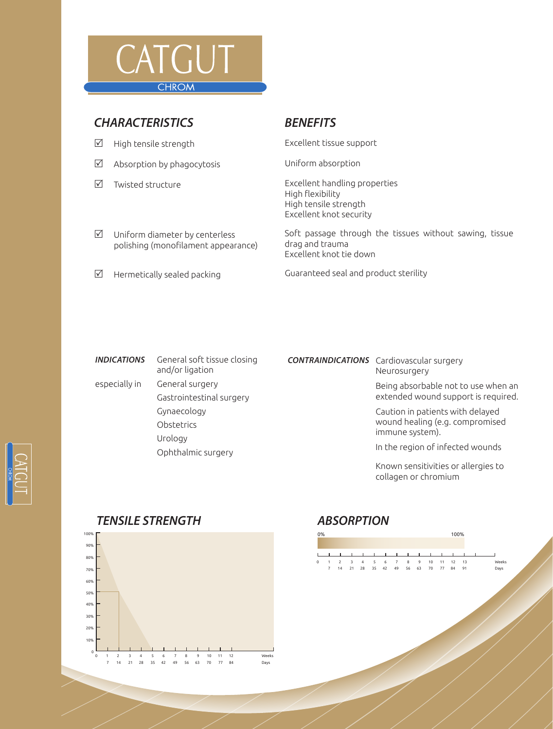# CATGUT

CHROM

## CHARACTERISTICS / BENEFITS

| CHARACTERISTICS | BENEFITS |
| --- | --- |
| ☑ High tensile strength | Excellent tissue support |
| ☑ Absorption by phagocytosis | Uniform absorption |
| ☑ Twisted structure | Excellent handling properties<br>High flexibility<br>High tensile strength<br>Excellent knot security |
| ☑ Uniform diameter by centerless polishing (monofilament appearance) | Soft passage through the tissues without sawing, tissue drag and trauma<br>Excellent knot tie down |
| ☑ Hermetically sealed packing | Guaranteed seal and product sterility |

***INDICATIONS*** General soft tissue closing and/or ligation

especially in

- General surgery
- Gastrointestinal surgery
- Gynaecology
- Obstetrics
- Urology
- Ophthalmic surgery

***CONTRAINDICATIONS***

- Cardiovascular surgery
- Neurosurgery
- Being absorbable not to use when an extended wound support is required.
- Caution in patients with delayed wound healing (e.g. compromised immune system).
- In the region of infected wounds
- Known sensitivities or allergies to collagen or chromium

## TENSILE STRENGTH

100%, 90%, 80%, 70%, 60%, 50%, 40%, 30%, 20%, 10%, 0

Weeks: 0 1 2 3 4 5 6 7 8 9 10 11 12

Days: 7 14 21 28 35 42 49 56 63 70 77 84

## ABSORPTION

0% — 100%

Weeks: 0 1 2 3 4 5 6 7 8 9 10 11 12 13

Days: 7 14 21 28 35 42 49 56 63 70 77 84 91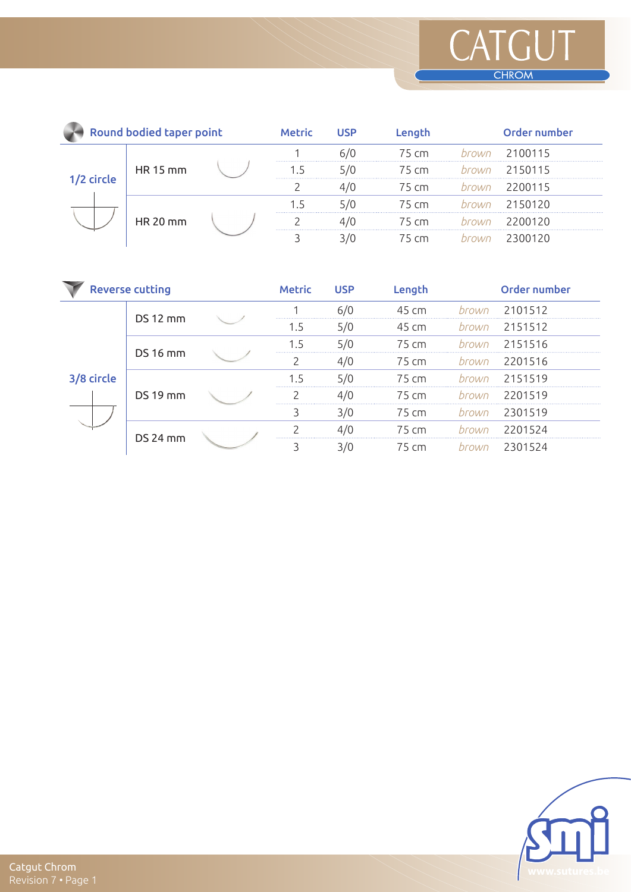# CATGUT

CHROM

## Round bodied taper point

| | | Metric | USP | Length | | Order number |
|---|---|---|---|---|---|---|
| 1/2 circle | HR 15 mm | 1 | 6/0 | 75 cm | brown | 2100115 |
| | | 1.5 | 5/0 | 75 cm | brown | 2150115 |
| | | 2 | 4/0 | 75 cm | brown | 2200115 |
| | HR 20 mm | 1.5 | 5/0 | 75 cm | brown | 2150120 |
| | | 2 | 4/0 | 75 cm | brown | 2200120 |
| | | 3 | 3/0 | 75 cm | brown | 2300120 |

## Reverse cutting

| | | Metric | USP | Length | | Order number |
|---|---|---|---|---|---|---|
| 3/8 circle | DS 12 mm | 1 | 6/0 | 45 cm | brown | 2101512 |
| | | 1.5 | 5/0 | 45 cm | brown | 2151512 |
| | DS 16 mm | 1.5 | 5/0 | 75 cm | brown | 2151516 |
| | | 2 | 4/0 | 75 cm | brown | 2201516 |
| | DS 19 mm | 1.5 | 5/0 | 75 cm | brown | 2151519 |
| | | 2 | 4/0 | 75 cm | brown | 2201519 |
| | | 3 | 3/0 | 75 cm | brown | 2301519 |
| | DS 24 mm | 2 | 4/0 | 75 cm | brown | 2201524 |
| | | 3 | 3/0 | 75 cm | brown | 2301524 |

smi
www.sutures.be